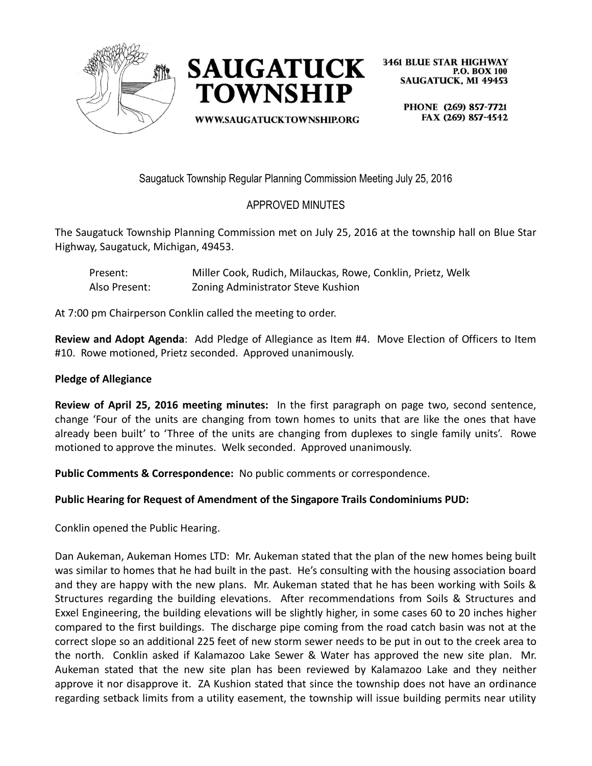SAUGATUCK TOWNSHIP

WWW.SAUGATUCKTOWNSHIP.ORG

3461 BLUE STAR HIGHWAY
P.O. BOX 100
SAUGATUCK, MI 49453

PHONE (269) 857-7721
FAX (269) 857-4542

Saugatuck Township Regular Planning Commission Meeting July 25, 2016

APPROVED MINUTES

The Saugatuck Township Planning Commission met on July 25, 2016 at the township hall on Blue Star Highway, Saugatuck, Michigan, 49453.

Present: Miller Cook, Rudich, Milauckas, Rowe, Conklin, Prietz, Welk
Also Present: Zoning Administrator Steve Kushion

At 7:00 pm Chairperson Conklin called the meeting to order.

**Review and Adopt Agenda**: Add Pledge of Allegiance as Item #4. Move Election of Officers to Item #10. Rowe motioned, Prietz seconded. Approved unanimously.

**Pledge of Allegiance**

**Review of April 25, 2016 meeting minutes:** In the first paragraph on page two, second sentence, change 'Four of the units are changing from town homes to units that are like the ones that have already been built' to 'Three of the units are changing from duplexes to single family units'. Rowe motioned to approve the minutes. Welk seconded. Approved unanimously.

**Public Comments & Correspondence:** No public comments or correspondence.

**Public Hearing for Request of Amendment of the Singapore Trails Condominiums PUD:**

Conklin opened the Public Hearing.

Dan Aukeman, Aukeman Homes LTD: Mr. Aukeman stated that the plan of the new homes being built was similar to homes that he had built in the past. He's consulting with the housing association board and they are happy with the new plans. Mr. Aukeman stated that he has been working with Soils & Structures regarding the building elevations. After recommendations from Soils & Structures and Exxel Engineering, the building elevations will be slightly higher, in some cases 60 to 20 inches higher compared to the first buildings. The discharge pipe coming from the road catch basin was not at the correct slope so an additional 225 feet of new storm sewer needs to be put in out to the creek area to the north. Conklin asked if Kalamazoo Lake Sewer & Water has approved the new site plan. Mr. Aukeman stated that the new site plan has been reviewed by Kalamazoo Lake and they neither approve it nor disapprove it. ZA Kushion stated that since the township does not have an ordinance regarding setback limits from a utility easement, the township will issue building permits near utility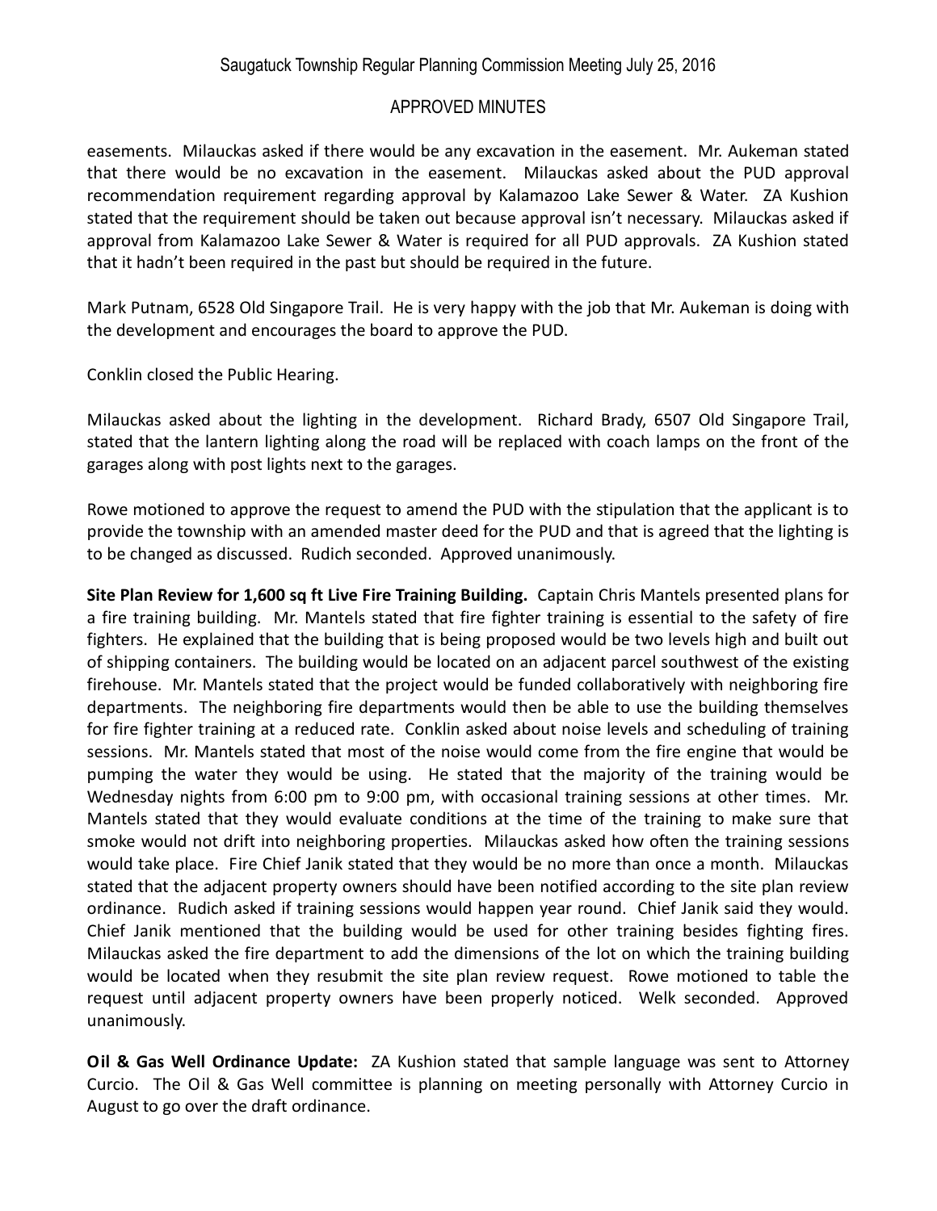easements. Milauckas asked if there would be any excavation in the easement. Mr. Aukeman stated that there would be no excavation in the easement. Milauckas asked about the PUD approval recommendation requirement regarding approval by Kalamazoo Lake Sewer & Water. ZA Kushion stated that the requirement should be taken out because approval isn't necessary. Milauckas asked if approval from Kalamazoo Lake Sewer & Water is required for all PUD approvals. ZA Kushion stated that it hadn't been required in the past but should be required in the future.

Mark Putnam, 6528 Old Singapore Trail. He is very happy with the job that Mr. Aukeman is doing with the development and encourages the board to approve the PUD.

Conklin closed the Public Hearing.

Milauckas asked about the lighting in the development. Richard Brady, 6507 Old Singapore Trail, stated that the lantern lighting along the road will be replaced with coach lamps on the front of the garages along with post lights next to the garages.

Rowe motioned to approve the request to amend the PUD with the stipulation that the applicant is to provide the township with an amended master deed for the PUD and that is agreed that the lighting is to be changed as discussed. Rudich seconded. Approved unanimously.

**Site Plan Review for 1,600 sq ft Live Fire Training Building.** Captain Chris Mantels presented plans for a fire training building. Mr. Mantels stated that fire fighter training is essential to the safety of fire fighters. He explained that the building that is being proposed would be two levels high and built out of shipping containers. The building would be located on an adjacent parcel southwest of the existing firehouse. Mr. Mantels stated that the project would be funded collaboratively with neighboring fire departments. The neighboring fire departments would then be able to use the building themselves for fire fighter training at a reduced rate. Conklin asked about noise levels and scheduling of training sessions. Mr. Mantels stated that most of the noise would come from the fire engine that would be pumping the water they would be using. He stated that the majority of the training would be Wednesday nights from 6:00 pm to 9:00 pm, with occasional training sessions at other times. Mr. Mantels stated that they would evaluate conditions at the time of the training to make sure that smoke would not drift into neighboring properties. Milauckas asked how often the training sessions would take place. Fire Chief Janik stated that they would be no more than once a month. Milauckas stated that the adjacent property owners should have been notified according to the site plan review ordinance. Rudich asked if training sessions would happen year round. Chief Janik said they would. Chief Janik mentioned that the building would be used for other training besides fighting fires. Milauckas asked the fire department to add the dimensions of the lot on which the training building would be located when they resubmit the site plan review request. Rowe motioned to table the request until adjacent property owners have been properly noticed. Welk seconded. Approved unanimously.

**Oil & Gas Well Ordinance Update:** ZA Kushion stated that sample language was sent to Attorney Curcio. The Oil & Gas Well committee is planning on meeting personally with Attorney Curcio in August to go over the draft ordinance.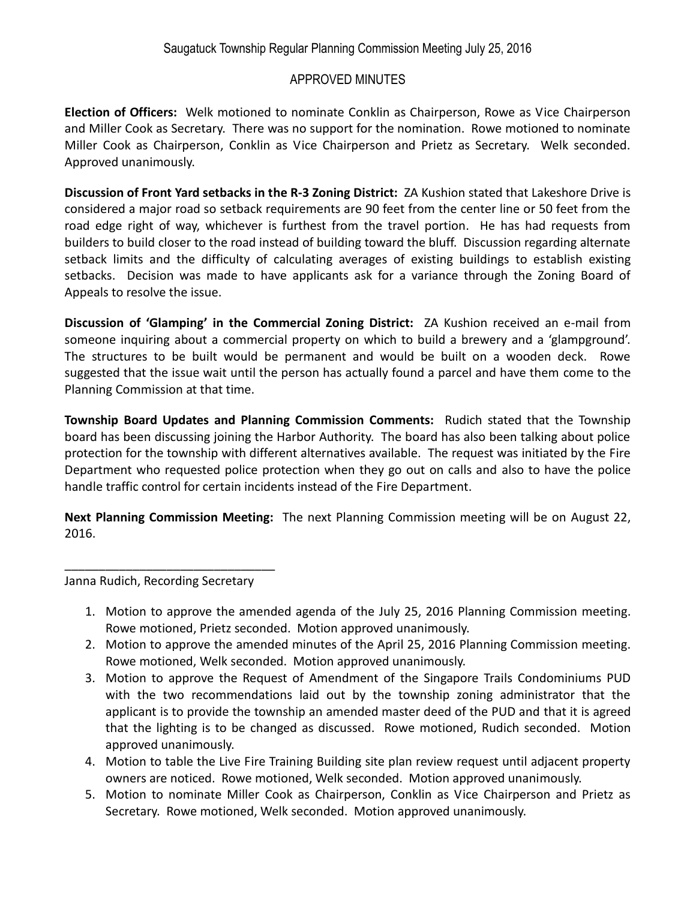Saugatuck Township Regular Planning Commission Meeting July 25, 2016

APPROVED MINUTES

**Election of Officers:** Welk motioned to nominate Conklin as Chairperson, Rowe as Vice Chairperson and Miller Cook as Secretary. There was no support for the nomination. Rowe motioned to nominate Miller Cook as Chairperson, Conklin as Vice Chairperson and Prietz as Secretary. Welk seconded. Approved unanimously.

**Discussion of Front Yard setbacks in the R-3 Zoning District:** ZA Kushion stated that Lakeshore Drive is considered a major road so setback requirements are 90 feet from the center line or 50 feet from the road edge right of way, whichever is furthest from the travel portion. He has had requests from builders to build closer to the road instead of building toward the bluff. Discussion regarding alternate setback limits and the difficulty of calculating averages of existing buildings to establish existing setbacks. Decision was made to have applicants ask for a variance through the Zoning Board of Appeals to resolve the issue.

**Discussion of 'Glamping' in the Commercial Zoning District:** ZA Kushion received an e-mail from someone inquiring about a commercial property on which to build a brewery and a 'glampground'. The structures to be built would be permanent and would be built on a wooden deck. Rowe suggested that the issue wait until the person has actually found a parcel and have them come to the Planning Commission at that time.

**Township Board Updates and Planning Commission Comments:** Rudich stated that the Township board has been discussing joining the Harbor Authority. The board has also been talking about police protection for the township with different alternatives available. The request was initiated by the Fire Department who requested police protection when they go out on calls and also to have the police handle traffic control for certain incidents instead of the Fire Department.

**Next Planning Commission Meeting:** The next Planning Commission meeting will be on August 22, 2016.

_______________________________

Janna Rudich, Recording Secretary

1. Motion to approve the amended agenda of the July 25, 2016 Planning Commission meeting. Rowe motioned, Prietz seconded. Motion approved unanimously.
2. Motion to approve the amended minutes of the April 25, 2016 Planning Commission meeting. Rowe motioned, Welk seconded. Motion approved unanimously.
3. Motion to approve the Request of Amendment of the Singapore Trails Condominiums PUD with the two recommendations laid out by the township zoning administrator that the applicant is to provide the township an amended master deed of the PUD and that it is agreed that the lighting is to be changed as discussed. Rowe motioned, Rudich seconded. Motion approved unanimously.
4. Motion to table the Live Fire Training Building site plan review request until adjacent property owners are noticed. Rowe motioned, Welk seconded. Motion approved unanimously.
5. Motion to nominate Miller Cook as Chairperson, Conklin as Vice Chairperson and Prietz as Secretary. Rowe motioned, Welk seconded. Motion approved unanimously.